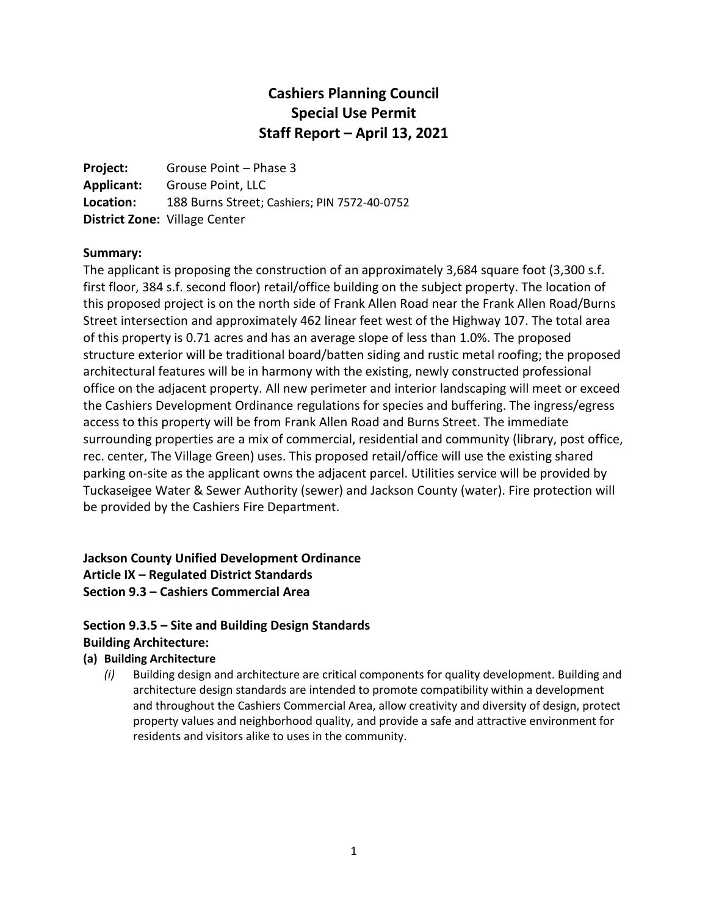# Cashiers Planning Council
# Special Use Permit
# Staff Report – April 13, 2021

**Project:** Grouse Point – Phase 3
**Applicant:** Grouse Point, LLC
**Location:** 188 Burns Street; Cashiers; PIN 7572-40-0752
**District Zone:** Village Center

**Summary:**
The applicant is proposing the construction of an approximately 3,684 square foot (3,300 s.f. first floor, 384 s.f. second floor) retail/office building on the subject property. The location of this proposed project is on the north side of Frank Allen Road near the Frank Allen Road/Burns Street intersection and approximately 462 linear feet west of the Highway 107. The total area of this property is 0.71 acres and has an average slope of less than 1.0%. The proposed structure exterior will be traditional board/batten siding and rustic metal roofing; the proposed architectural features will be in harmony with the existing, newly constructed professional office on the adjacent property. All new perimeter and interior landscaping will meet or exceed the Cashiers Development Ordinance regulations for species and buffering. The ingress/egress access to this property will be from Frank Allen Road and Burns Street. The immediate surrounding properties are a mix of commercial, residential and community (library, post office, rec. center, The Village Green) uses. This proposed retail/office will use the existing shared parking on-site as the applicant owns the adjacent parcel. Utilities service will be provided by Tuckaseigee Water & Sewer Authority (sewer) and Jackson County (water). Fire protection will be provided by the Cashiers Fire Department.

**Jackson County Unified Development Ordinance**
**Article IX – Regulated District Standards**
**Section 9.3 – Cashiers Commercial Area**

**Section 9.3.5 – Site and Building Design Standards**
**Building Architecture:**

**(a) Building Architecture**

*(i)* Building design and architecture are critical components for quality development. Building and architecture design standards are intended to promote compatibility within a development and throughout the Cashiers Commercial Area, allow creativity and diversity of design, protect property values and neighborhood quality, and provide a safe and attractive environment for residents and visitors alike to uses in the community.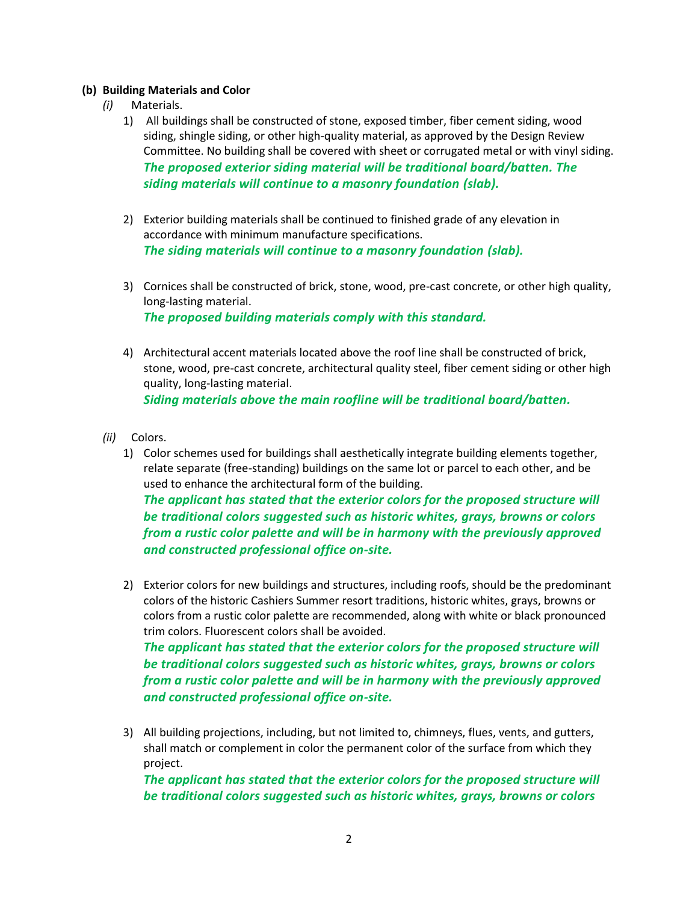**(b) Building Materials and Color**

*(i)* Materials.

1) All buildings shall be constructed of stone, exposed timber, fiber cement siding, wood siding, shingle siding, or other high-quality material, as approved by the Design Review Committee. No building shall be covered with sheet or corrugated metal or with vinyl siding.
   ***The proposed exterior siding material will be traditional board/batten. The siding materials will continue to a masonry foundation (slab).***

2) Exterior building materials shall be continued to finished grade of any elevation in accordance with minimum manufacture specifications.
   ***The siding materials will continue to a masonry foundation (slab).***

3) Cornices shall be constructed of brick, stone, wood, pre-cast concrete, or other high quality, long-lasting material.
   ***The proposed building materials comply with this standard.***

4) Architectural accent materials located above the roof line shall be constructed of brick, stone, wood, pre-cast concrete, architectural quality steel, fiber cement siding or other high quality, long-lasting material.
   ***Siding materials above the main roofline will be traditional board/batten.***

*(ii)* Colors.

1) Color schemes used for buildings shall aesthetically integrate building elements together, relate separate (free-standing) buildings on the same lot or parcel to each other, and be used to enhance the architectural form of the building.
   ***The applicant has stated that the exterior colors for the proposed structure will be traditional colors suggested such as historic whites, grays, browns or colors from a rustic color palette and will be in harmony with the previously approved and constructed professional office on-site.***

2) Exterior colors for new buildings and structures, including roofs, should be the predominant colors of the historic Cashiers Summer resort traditions, historic whites, grays, browns or colors from a rustic color palette are recommended, along with white or black pronounced trim colors. Fluorescent colors shall be avoided.
   ***The applicant has stated that the exterior colors for the proposed structure will be traditional colors suggested such as historic whites, grays, browns or colors from a rustic color palette and will be in harmony with the previously approved and constructed professional office on-site.***

3) All building projections, including, but not limited to, chimneys, flues, vents, and gutters, shall match or complement in color the permanent color of the surface from which they project.
   ***The applicant has stated that the exterior colors for the proposed structure will be traditional colors suggested such as historic whites, grays, browns or colors***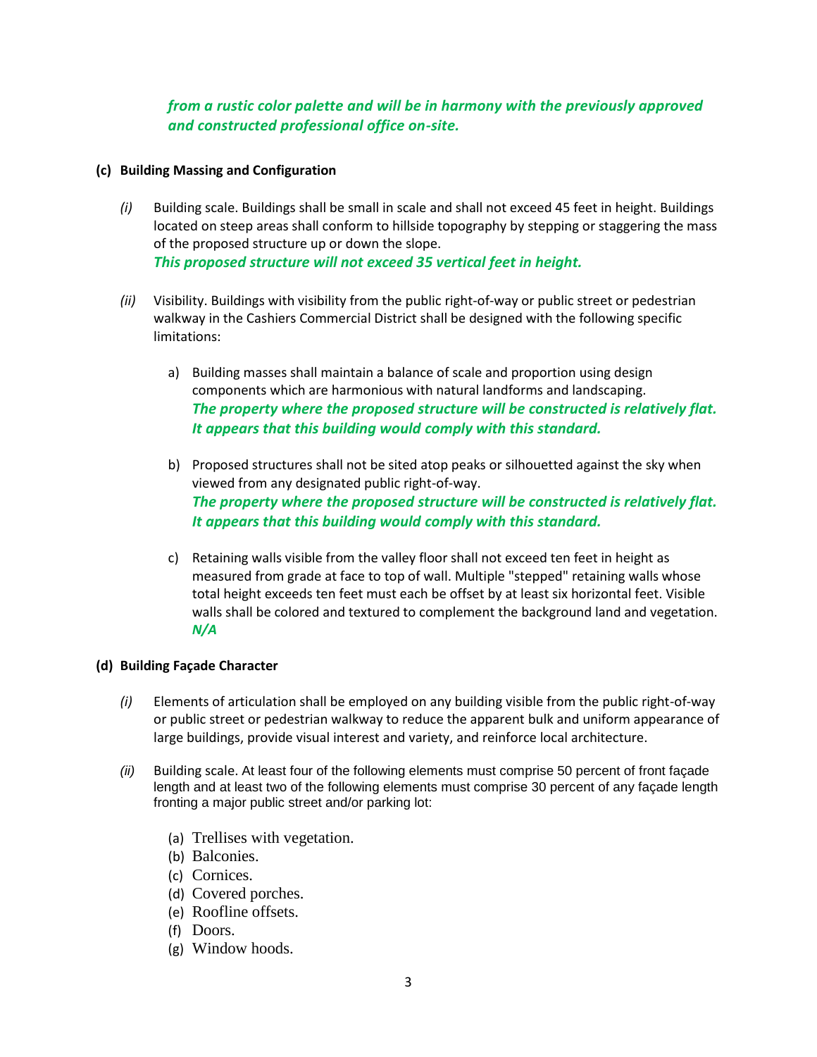***from a rustic color palette and will be in harmony with the previously approved and constructed professional office on-site.***

**(c) Building Massing and Configuration**

*(i)* Building scale. Buildings shall be small in scale and shall not exceed 45 feet in height. Buildings located on steep areas shall conform to hillside topography by stepping or staggering the mass of the proposed structure up or down the slope.
***This proposed structure will not exceed 35 vertical feet in height.***

*(ii)* Visibility. Buildings with visibility from the public right-of-way or public street or pedestrian walkway in the Cashiers Commercial District shall be designed with the following specific limitations:

a) Building masses shall maintain a balance of scale and proportion using design components which are harmonious with natural landforms and landscaping.
***The property where the proposed structure will be constructed is relatively flat. It appears that this building would comply with this standard.***

b) Proposed structures shall not be sited atop peaks or silhouetted against the sky when viewed from any designated public right-of-way.
***The property where the proposed structure will be constructed is relatively flat. It appears that this building would comply with this standard.***

c) Retaining walls visible from the valley floor shall not exceed ten feet in height as measured from grade at face to top of wall. Multiple "stepped" retaining walls whose total height exceeds ten feet must each be offset by at least six horizontal feet. Visible walls shall be colored and textured to complement the background land and vegetation.
***N/A***

**(d) Building Façade Character**

*(i)* Elements of articulation shall be employed on any building visible from the public right-of-way or public street or pedestrian walkway to reduce the apparent bulk and uniform appearance of large buildings, provide visual interest and variety, and reinforce local architecture.

*(ii)* Building scale. At least four of the following elements must comprise 50 percent of front façade length and at least two of the following elements must comprise 30 percent of any façade length fronting a major public street and/or parking lot:

(a) Trellises with vegetation.
(b) Balconies.
(c) Cornices.
(d) Covered porches.
(e) Roofline offsets.
(f) Doors.
(g) Window hoods.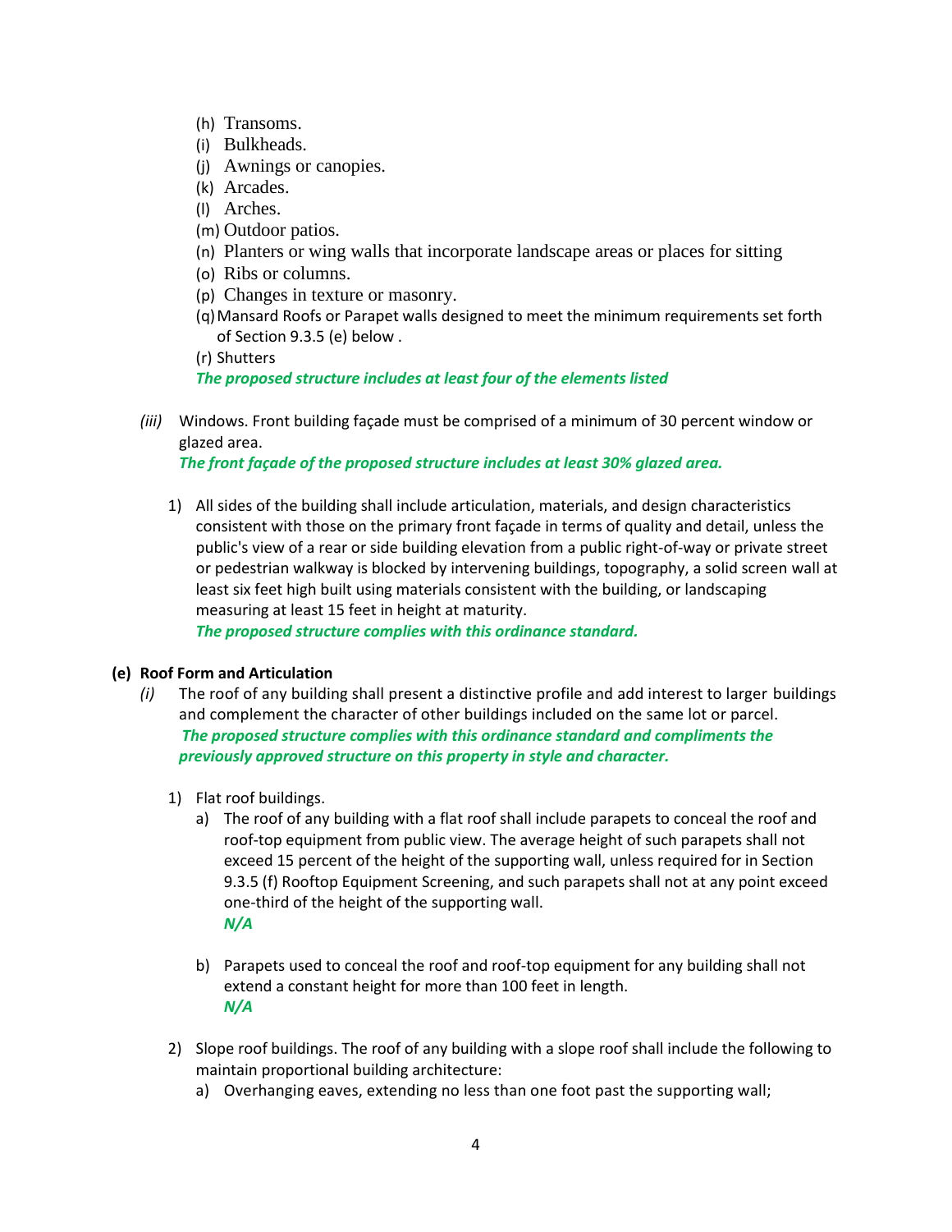(h) Transoms.
(i) Bulkheads.
(j) Awnings or canopies.
(k) Arcades.
(l) Arches.
(m) Outdoor patios.
(n) Planters or wing walls that incorporate landscape areas or places for sitting
(o) Ribs or columns.
(p) Changes in texture or masonry.
(q) Mansard Roofs or Parapet walls designed to meet the minimum requirements set forth of Section 9.3.5 (e) below .
(r) Shutters

***The proposed structure includes at least four of the elements listed***

*(iii)* Windows. Front building façade must be comprised of a minimum of 30 percent window or glazed area.
***The front façade of the proposed structure includes at least 30% glazed area.***

1) All sides of the building shall include articulation, materials, and design characteristics consistent with those on the primary front façade in terms of quality and detail, unless the public's view of a rear or side building elevation from a public right-of-way or private street or pedestrian walkway is blocked by intervening buildings, topography, a solid screen wall at least six feet high built using materials consistent with the building, or landscaping measuring at least 15 feet in height at maturity.
***The proposed structure complies with this ordinance standard.***

**(e) Roof Form and Articulation**

*(i)* The roof of any building shall present a distinctive profile and add interest to larger buildings and complement the character of other buildings included on the same lot or parcel.
***The proposed structure complies with this ordinance standard and compliments the previously approved structure on this property in style and character.***

1) Flat roof buildings.
   a) The roof of any building with a flat roof shall include parapets to conceal the roof and roof-top equipment from public view. The average height of such parapets shall not exceed 15 percent of the height of the supporting wall, unless required for in Section 9.3.5 (f) Rooftop Equipment Screening, and such parapets shall not at any point exceed one-third of the height of the supporting wall.
   ***N/A***

   b) Parapets used to conceal the roof and roof-top equipment for any building shall not extend a constant height for more than 100 feet in length.
   ***N/A***

2) Slope roof buildings. The roof of any building with a slope roof shall include the following to maintain proportional building architecture:
   a) Overhanging eaves, extending no less than one foot past the supporting wall;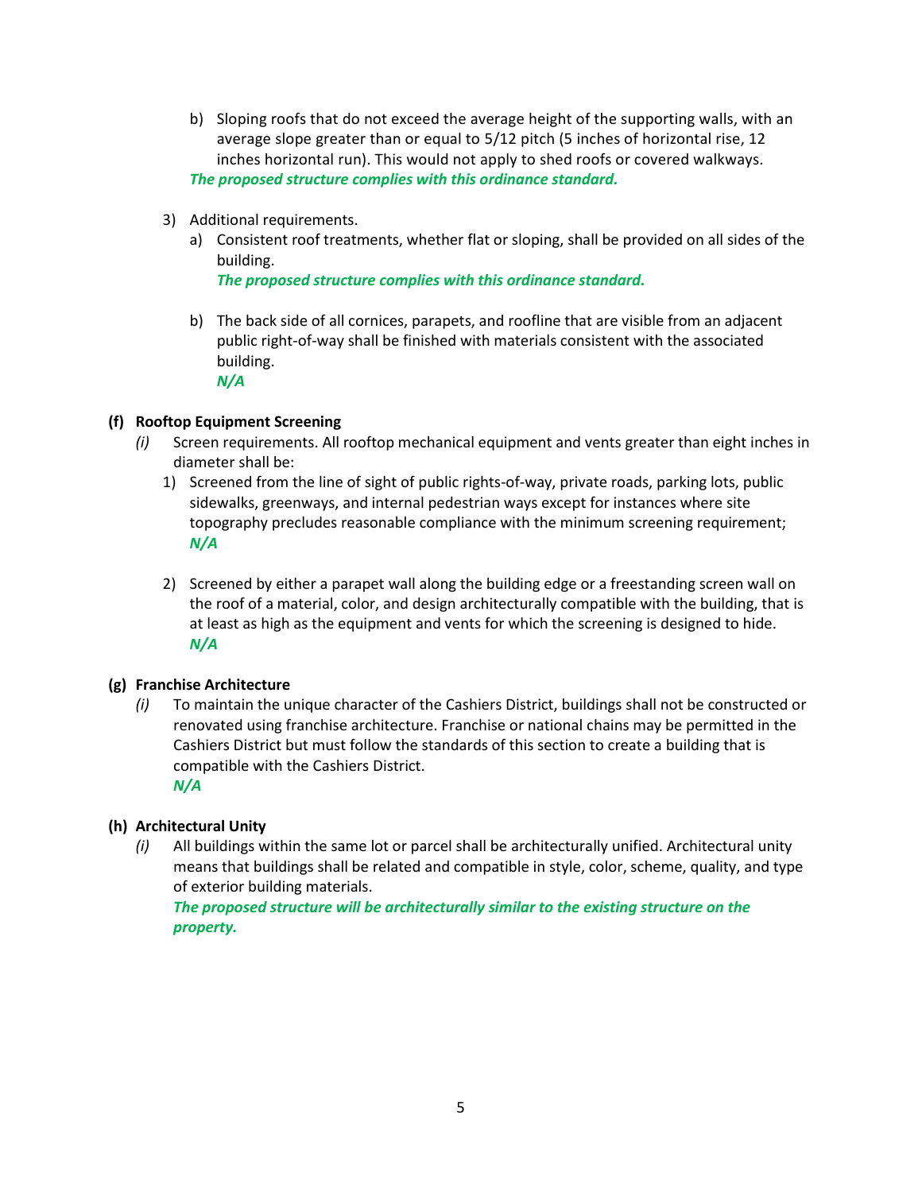b) Sloping roofs that do not exceed the average height of the supporting walls, with an average slope greater than or equal to 5/12 pitch (5 inches of horizontal rise, 12 inches horizontal run). This would not apply to shed roofs or covered walkways.
***The proposed structure complies with this ordinance standard.***

3) Additional requirements.

a) Consistent roof treatments, whether flat or sloping, shall be provided on all sides of the building.
***The proposed structure complies with this ordinance standard.***

b) The back side of all cornices, parapets, and roofline that are visible from an adjacent public right-of-way shall be finished with materials consistent with the associated building.
***N/A***

**(f) Rooftop Equipment Screening**

*(i)* Screen requirements. All rooftop mechanical equipment and vents greater than eight inches in diameter shall be:

1) Screened from the line of sight of public rights-of-way, private roads, parking lots, public sidewalks, greenways, and internal pedestrian ways except for instances where site topography precludes reasonable compliance with the minimum screening requirement;
***N/A***

2) Screened by either a parapet wall along the building edge or a freestanding screen wall on the roof of a material, color, and design architecturally compatible with the building, that is at least as high as the equipment and vents for which the screening is designed to hide.
***N/A***

**(g) Franchise Architecture**

*(i)* To maintain the unique character of the Cashiers District, buildings shall not be constructed or renovated using franchise architecture. Franchise or national chains may be permitted in the Cashiers District but must follow the standards of this section to create a building that is compatible with the Cashiers District.
***N/A***

**(h) Architectural Unity**

*(i)* All buildings within the same lot or parcel shall be architecturally unified. Architectural unity means that buildings shall be related and compatible in style, color, scheme, quality, and type of exterior building materials.
***The proposed structure will be architecturally similar to the existing structure on the property.***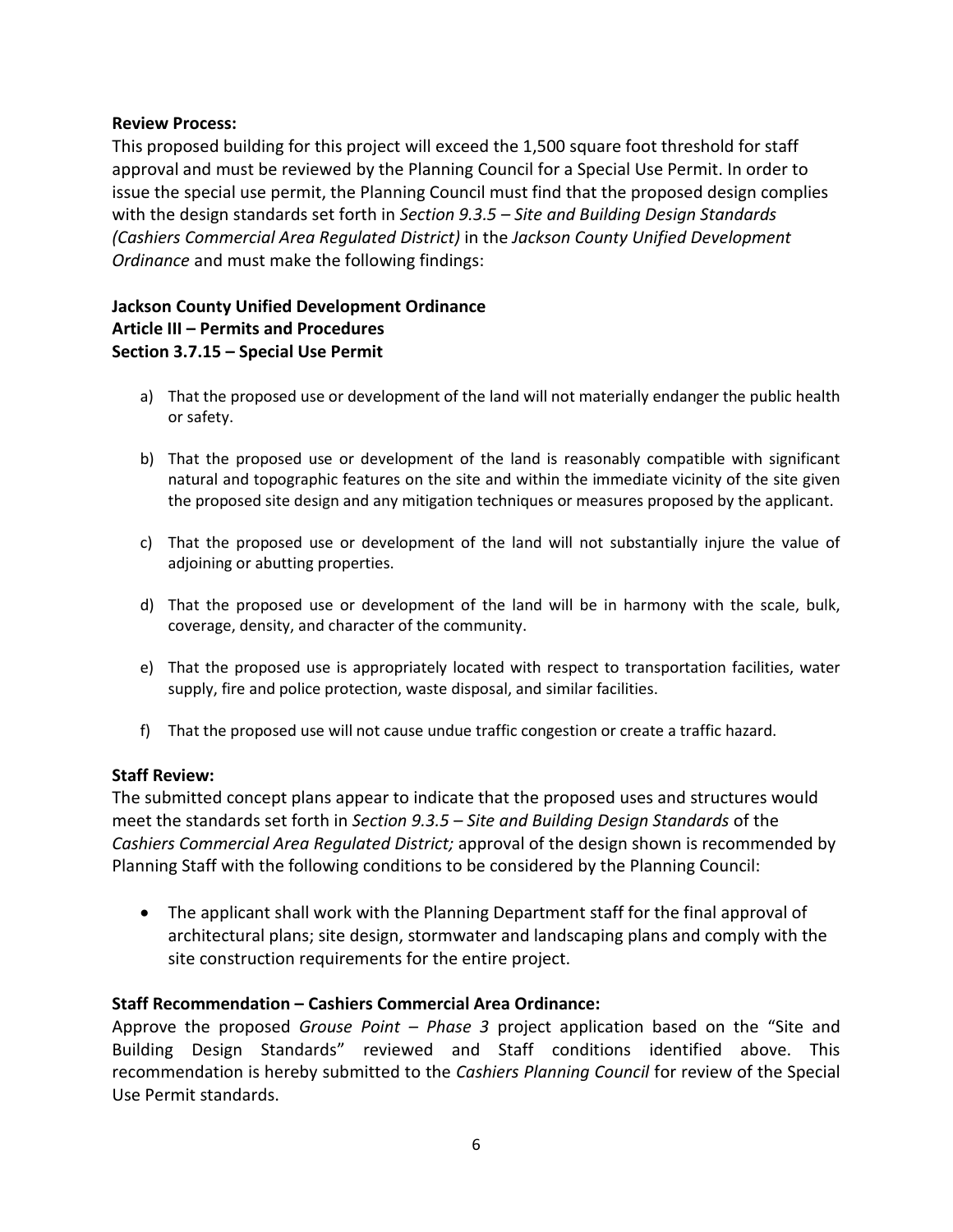**Review Process:**

This proposed building for this project will exceed the 1,500 square foot threshold for staff approval and must be reviewed by the Planning Council for a Special Use Permit. In order to issue the special use permit, the Planning Council must find that the proposed design complies with the design standards set forth in *Section 9.3.5 – Site and Building Design Standards (Cashiers Commercial Area Regulated District)* in the *Jackson County Unified Development Ordinance* and must make the following findings:

**Jackson County Unified Development Ordinance**
**Article III – Permits and Procedures**
**Section 3.7.15 – Special Use Permit**

a) That the proposed use or development of the land will not materially endanger the public health or safety.

b) That the proposed use or development of the land is reasonably compatible with significant natural and topographic features on the site and within the immediate vicinity of the site given the proposed site design and any mitigation techniques or measures proposed by the applicant.

c) That the proposed use or development of the land will not substantially injure the value of adjoining or abutting properties.

d) That the proposed use or development of the land will be in harmony with the scale, bulk, coverage, density, and character of the community.

e) That the proposed use is appropriately located with respect to transportation facilities, water supply, fire and police protection, waste disposal, and similar facilities.

f) That the proposed use will not cause undue traffic congestion or create a traffic hazard.

**Staff Review:**

The submitted concept plans appear to indicate that the proposed uses and structures would meet the standards set forth in *Section 9.3.5 – Site and Building Design Standards* of the *Cashiers Commercial Area Regulated District;* approval of the design shown is recommended by Planning Staff with the following conditions to be considered by the Planning Council:

- The applicant shall work with the Planning Department staff for the final approval of architectural plans; site design, stormwater and landscaping plans and comply with the site construction requirements for the entire project.

**Staff Recommendation – Cashiers Commercial Area Ordinance:**

Approve the proposed *Grouse Point – Phase 3* project application based on the "Site and Building Design Standards" reviewed and Staff conditions identified above. This recommendation is hereby submitted to the *Cashiers Planning Council* for review of the Special Use Permit standards.